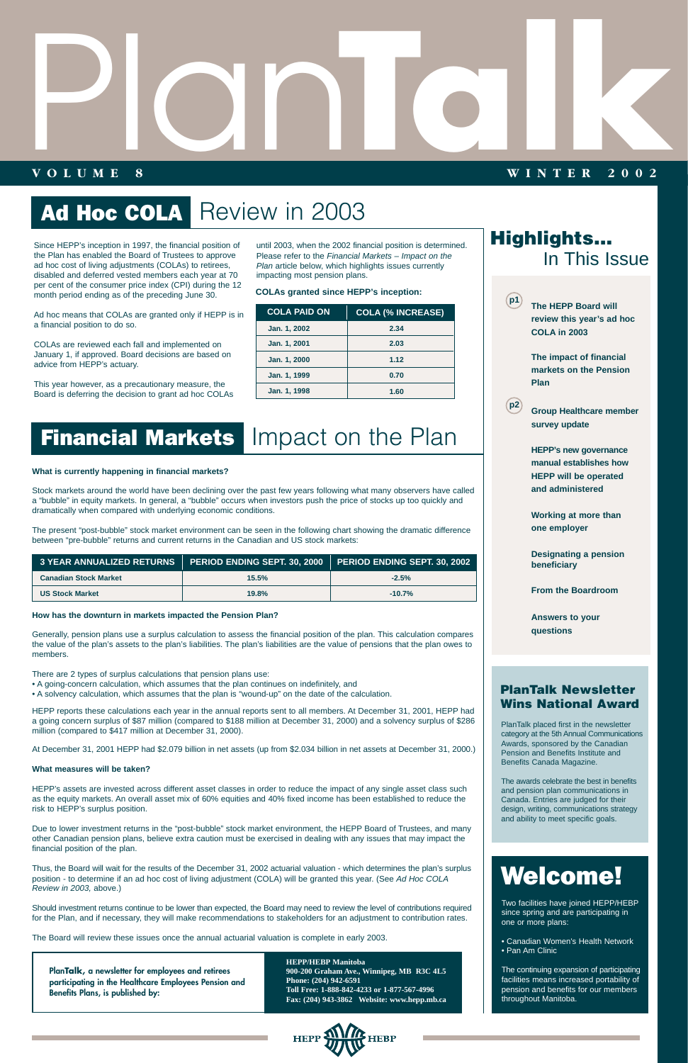# PlanTalk

**VOLUME 8** **WINTER 2002**

## Ad Hoc COLA Review in 2003

Since HEPP's inception in 1997, the financial position of the Plan has enabled the Board of Trustees to approve ad hoc cost of living adjustments (COLAs) to retirees, disabled and deferred vested members each year at 70 per cent of the consumer price index (CPI) during the 12 month period ending as of the preceding June 30.

Ad hoc means that COLAs are granted only if HEPP is in a financial position to do so.

COLAs are reviewed each fall and implemented on January 1, if approved. Board decisions are based on advice from HEPP's actuary.

This year however, as a precautionary measure, the Board is deferring the decision to grant ad hoc COLAs until 2003, when the 2002 financial position is determined. Please refer to the *Financial Markets – Impact on the Plan* article below, which highlights issues currently impacting most pension plans.

**COLAs granted since HEPP's inception:**

| COLA PAID ON | COLA (% INCREASE) |
|---|---|
| Jan. 1, 2002 | 2.34 |
| Jan. 1, 2001 | 2.03 |
| Jan. 1, 2000 | 1.12 |
| Jan. 1, 1999 | 0.70 |
| Jan. 1, 1998 | 1.60 |

## Financial Markets Impact on the Plan

**What is currently happening in financial markets?**

Stock markets around the world have been declining over the past few years following what many observers have called a "bubble" in equity markets. In general, a "bubble" occurs when investors push the price of stocks up too quickly and dramatically when compared with underlying economic conditions.

The present "post-bubble" stock market environment can be seen in the following chart showing the dramatic difference between "pre-bubble" returns and current returns in the Canadian and US stock markets:

| 3 YEAR ANNUALIZED RETURNS | PERIOD ENDING SEPT. 30, 2000 | PERIOD ENDING SEPT. 30, 2002 |
|---|---|---|
| Canadian Stock Market | 15.5% | -2.5% |
| US Stock Market | 19.8% | -10.7% |

**How has the downturn in markets impacted the Pension Plan?**

Generally, pension plans use a surplus calculation to assess the financial position of the plan. This calculation compares the value of the plan's assets to the plan's liabilities. The plan's liabilities are the value of pensions that the plan owes to members.

There are 2 types of surplus calculations that pension plans use:

- A going-concern calculation, which assumes that the plan continues on indefinitely, and
- A solvency calculation, which assumes that the plan is "wound-up" on the date of the calculation.

HEPP reports these calculations each year in the annual reports sent to all members. At December 31, 2001, HEPP had a going concern surplus of $87 million (compared to $188 million at December 31, 2000) and a solvency surplus of $286 million (compared to $417 million at December 31, 2000).

At December 31, 2001 HEPP had $2.079 billion in net assets (up from $2.034 billion in net assets at December 31, 2000.)

**What measures will be taken?**

HEPP's assets are invested across different asset classes in order to reduce the impact of any single asset class such as the equity markets. An overall asset mix of 60% equities and 40% fixed income has been established to reduce the risk to HEPP's surplus position.

Due to lower investment returns in the "post-bubble" stock market environment, the HEPP Board of Trustees, and many other Canadian pension plans, believe extra caution must be exercised in dealing with any issues that may impact the financial position of the plan.

Thus, the Board will wait for the results of the December 31, 2002 actuarial valuation - which determines the plan's surplus position - to determine if an ad hoc cost of living adjustment (COLA) will be granted this year. (See *Ad Hoc COLA Review in 2003,* above.)

Should investment returns continue to be lower than expected, the Board may need to review the level of contributions required for the Plan, and if necessary, they will make recommendations to stakeholders for an adjustment to contribution rates.

The Board will review these issues once the annual actuarial valuation is complete in early 2003.

**PlanTalk, a newsletter for employees and retirees participating in the Healthcare Employees Pension and Benefits Plans, is published by:**

**HEPP/HEBP Manitoba**
**900-200 Graham Ave., Winnipeg, MB R3C 4L5**
**Phone: (204) 942-6591**
**Toll Free: 1-888-842-4233 or 1-877-567-4996**
**Fax: (204) 943-3862 Website: www.hepp.mb.ca**

## Highlights... In This Issue

**p1**

**The HEPP Board will review this year's ad hoc COLA in 2003**

**The impact of financial markets on the Pension Plan**

**p2**

**Group Healthcare member survey update**

**HEPP's new governance manual establishes how HEPP will be operated and administered**

**Working at more than one employer**

**Designating a pension beneficiary**

**From the Boardroom**

**Answers to your questions**

## PlanTalk Newsletter Wins National Award

PlanTalk placed first in the newsletter category at the 5th Annual Communications Awards, sponsored by the Canadian Pension and Benefits Institute and Benefits Canada Magazine.

The awards celebrate the best in benefits and pension plan communications in Canada. Entries are judged for their design, writing, communications strategy and ability to meet specific goals.

## Welcome!

Two facilities have joined HEPP/HEBP since spring and are participating in one or more plans:

- Canadian Women's Health Network
- Pan Am Clinic

The continuing expansion of participating facilities means increased portability of pension and benefits for our members throughout Manitoba.

HEPP HEBP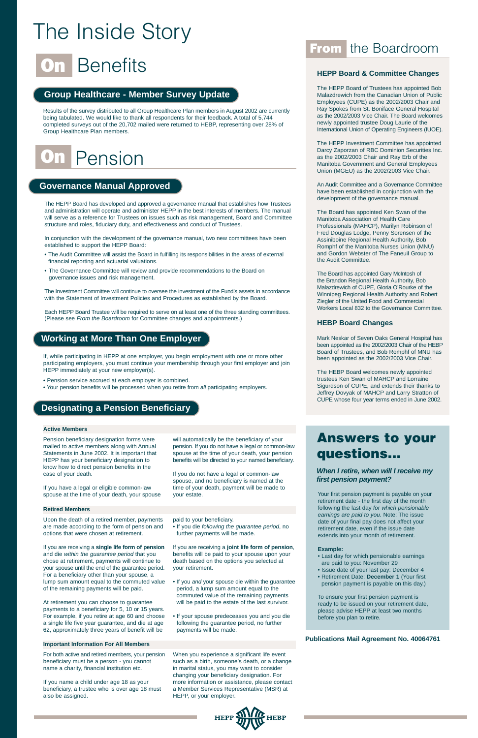# The Inside Story

## On Benefits

### Group Healthcare - Member Survey Update

Results of the survey distributed to all Group Healthcare Plan members in August 2002 are currently being tabulated. We would like to thank all respondents for their feedback. A total of 5,744 completed surveys out of the 20,702 mailed were returned to HEBP, representing over 28% of Group Healthcare Plan members.

## On Pension

### Governance Manual Approved

The HEPP Board has developed and approved a governance manual that establishes how Trustees and administration will operate and administer HEPP in the best interests of members. The manual will serve as a reference for Trustees on issues such as risk management, Board and Committee structure and roles, fiduciary duty, and effectiveness and conduct of Trustees.

In conjunction with the development of the governance manual, two new committees have been established to support the HEPP Board:

- The Audit Committee will assist the Board in fulfilling its responsibilities in the areas of external financial reporting and actuarial valuations.
- The Governance Committee will review and provide recommendations to the Board on governance issues and risk management.

The Investment Committee will continue to oversee the investment of the Fund's assets in accordance with the Statement of Investment Policies and Procedures as established by the Board.

Each HEPP Board Trustee will be required to serve on at least one of the three standing committees. (Please see *From the Boardroom* for Committee changes and appointments.)

### Working at More Than One Employer

If, while participating in HEPP at one employer, you begin employment with one or more other participating employers, you must continue your membership through your first employer and join HEPP immediately at your new employer(s).

- Pension service accrued at each employer is combined.
- Your pension benefits will be processed when you retire from *all* participating employers.

### Designating a Pension Beneficiary

#### Active Members

Pension beneficiary designation forms were mailed to active members along with Annual Statements in June 2002. It is important that HEPP has your beneficiary designation to know how to direct pension benefits in the case of your death.

If you have a legal or eligible common-law spouse at the time of your death, your spouse will automatically be the beneficiary of your pension. If you do not have a legal or common-law spouse at the time of your death, your pension benefits will be directed to your named beneficiary.

If you do not have a legal or common-law spouse, and no beneficiary is named at the time of your death, payment will be made to your estate.

#### Retired Members

Upon the death of a retired member, payments are made according to the form of pension and options that were chosen at retirement.

If you are receiving a **single life form of pension** and die *within the guarantee period* that you chose at retirement, payments will continue to your spouse until the end of the guarantee period. For a beneficiary other than your spouse, a lump sum amount equal to the commuted value of the remaining payments will be paid.

At retirement you can choose to guarantee payments to a beneficiary for 5, 10 or 15 years. For example, if you retire at age 60 and choose a single life five year guarantee, and die at age 62, approximately three years of benefit will be paid to your beneficiary.

- If you die *following the guarantee period*, no further payments will be made.

If you are receiving a **joint life form of pension**, benefits will be paid to your spouse upon your death based on the options you selected at your retirement.

- If you *and* your spouse die within the guarantee period, a lump sum amount equal to the commuted value of the remaining payments will be paid to the estate of the last survivor.
- If your spouse predeceases you and you die following the guarantee period, no further payments will be made.

#### Important Information For All Members

For both active and retired members, your pension beneficiary must be a person - you cannot name a charity, financial institution etc.

If you name a child under age 18 as your beneficiary, a trustee who is over age 18 must also be assigned.

When you experience a significant life event such as a birth, someone's death, or a change in marital status, you may want to consider changing your beneficiary designation. For more information or assistance, please contact a Member Services Representative (MSR) at HEPP, or your employer.

## From the Boardroom

### HEPP Board & Committee Changes

The HEPP Board of Trustees has appointed Bob Malazdrewich from the Canadian Union of Public Employees (CUPE) as the 2002/2003 Chair and Ray Spokes from St. Boniface General Hospital as the 2002/2003 Vice Chair. The Board welcomes newly appointed trustee Doug Laurie of the International Union of Operating Engineers (IUOE).

The HEPP Investment Committee has appointed Darcy Zaporzan of RBC Dominion Securities Inc. as the 2002/2003 Chair and Ray Erb of the Manitoba Government and General Employees Union (MGEU) as the 2002/2003 Vice Chair.

An Audit Committee and a Governance Committee have been established in conjunction with the development of the governance manual.

The Board has appointed Ken Swan of the Manitoba Association of Health Care Professionals (MAHCP), Marilyn Robinson of Fred Douglas Lodge, Penny Sorensen of the Assiniboine Regional Health Authority, Bob Romphf of the Manitoba Nurses Union (MNU) and Gordon Webster of The Faneuil Group to the Audit Committee.

The Board has appointed Gary McIntosh of the Brandon Regional Health Authority, Bob Malazdrewich of CUPE, Gloria O'Rourke of the Winnipeg Regional Health Authority and Robert Ziegler of the United Food and Commercial Workers Local 832 to the Governance Committee.

### HEBP Board Changes

Mark Neskar of Seven Oaks General Hospital has been appointed as the 2002/2003 Chair of the HEBP Board of Trustees, and Bob Romphf of MNU has been appointed as the 2002/2003 Vice Chair.

The HEBP Board welcomes newly appointed trustees Ken Swan of MAHCP and Lorraine Sigurdson of CUPE, and extends their thanks to Jeffrey Dovyak of MAHCP and Larry Stratton of CUPE whose four year terms ended in June 2002.

## Answers to your questions...

***When I retire, when will I receive my first pension payment?***

Your first pension payment is payable on your retirement date - the first day of the month following the last day *for which pensionable earnings are paid to you.* Note: The issue date of your final pay does not affect your retirement date, even if the issue date extends into your month of retirement.

**Example:**

- Last day for which pensionable earnings are paid to you: November 29
- Issue date of your last pay: December 4
- Retirement Date: **December 1** (Your first pension payment is payable on this day.)

To ensure your first pension payment is ready to be issued on your retirement date, please advise HEPP at least two months before you plan to retire.

**Publications Mail Agreement No. 40064761**

HEPP HEBP